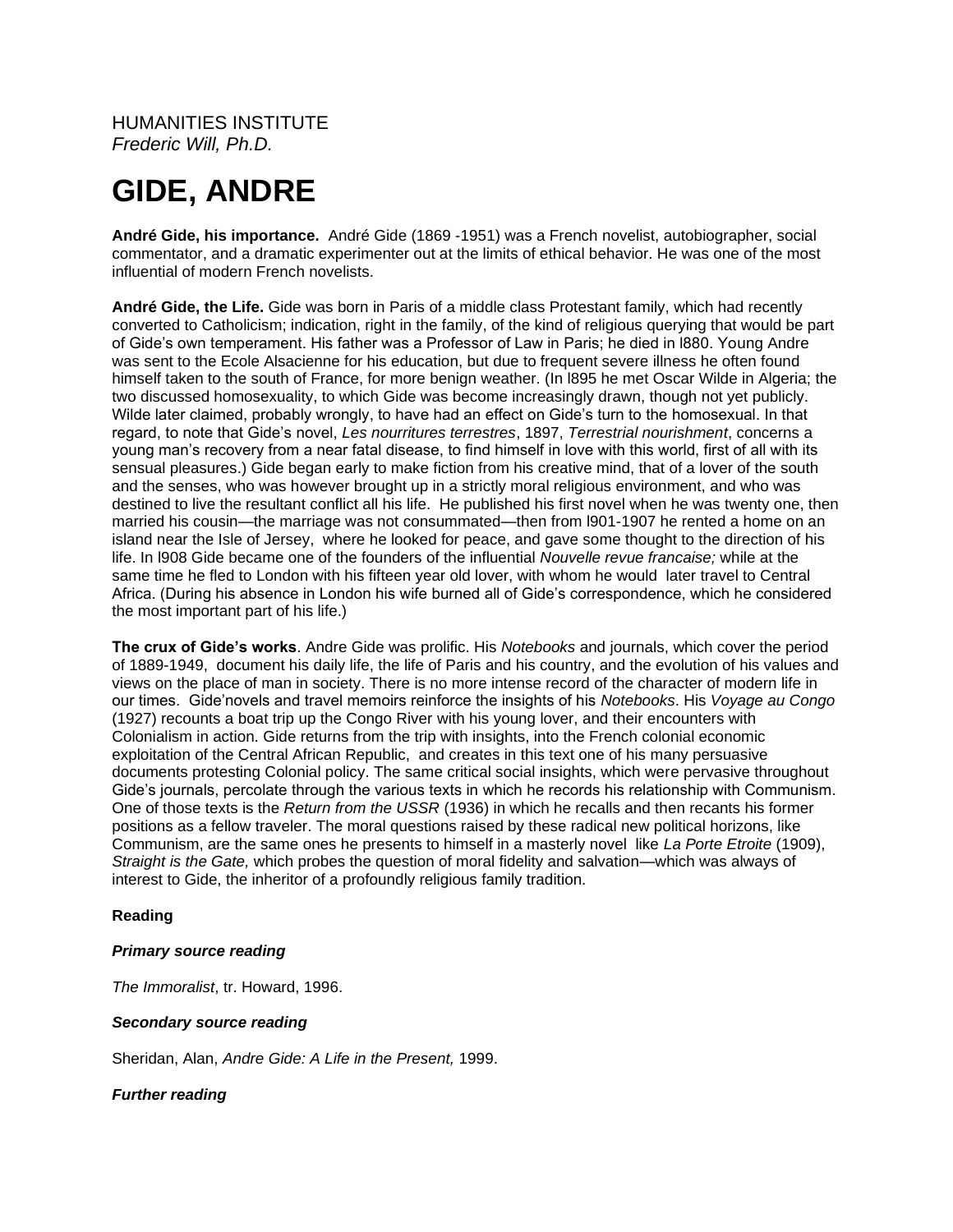HUMANITIES INSTITUTE
*Frederic Will, Ph.D.*

# GIDE, ANDRE

**André Gide, his importance.** André Gide (1869 -1951) was a French novelist, autobiographer, social commentator, and a dramatic experimenter out at the limits of ethical behavior. He was one of the most influential of modern French novelists.

**André Gide, the Life.** Gide was born in Paris of a middle class Protestant family, which had recently converted to Catholicism; indication, right in the family, of the kind of religious querying that would be part of Gide's own temperament. His father was a Professor of Law in Paris; he died in l880. Young Andre was sent to the Ecole Alsacienne for his education, but due to frequent severe illness he often found himself taken to the south of France, for more benign weather. (In l895 he met Oscar Wilde in Algeria; the two discussed homosexuality, to which Gide was become increasingly drawn, though not yet publicly. Wilde later claimed, probably wrongly, to have had an effect on Gide's turn to the homosexual. In that regard, to note that Gide's novel, *Les nourritures terrestres*, 1897, *Terrestrial nourishment*, concerns a young man's recovery from a near fatal disease, to find himself in love with this world, first of all with its sensual pleasures.) Gide began early to make fiction from his creative mind, that of a lover of the south and the senses, who was however brought up in a strictly moral religious environment, and who was destined to live the resultant conflict all his life. He published his first novel when he was twenty one, then married his cousin—the marriage was not consummated—then from l901-1907 he rented a home on an island near the Isle of Jersey, where he looked for peace, and gave some thought to the direction of his life. In l908 Gide became one of the founders of the influential *Nouvelle revue francaise;* while at the same time he fled to London with his fifteen year old lover, with whom he would later travel to Central Africa. (During his absence in London his wife burned all of Gide's correspondence, which he considered the most important part of his life.)

**The crux of Gide's works**. Andre Gide was prolific. His *Notebooks* and journals, which cover the period of 1889-1949, document his daily life, the life of Paris and his country, and the evolution of his values and views on the place of man in society. There is no more intense record of the character of modern life in our times. Gide'novels and travel memoirs reinforce the insights of his *Notebooks*. His *Voyage au Congo* (1927) recounts a boat trip up the Congo River with his young lover, and their encounters with Colonialism in action. Gide returns from the trip with insights, into the French colonial economic exploitation of the Central African Republic, and creates in this text one of his many persuasive documents protesting Colonial policy. The same critical social insights, which were pervasive throughout Gide's journals, percolate through the various texts in which he records his relationship with Communism. One of those texts is the *Return from the USSR* (1936) in which he recalls and then recants his former positions as a fellow traveler. The moral questions raised by these radical new political horizons, like Communism, are the same ones he presents to himself in a masterly novel like *La Porte Etroite* (1909), *Straight is the Gate,* which probes the question of moral fidelity and salvation—which was always of interest to Gide, the inheritor of a profoundly religious family tradition.

**Reading**

***Primary source reading***

*The Immoralist*, tr. Howard, 1996.

***Secondary source reading***

Sheridan, Alan, *Andre Gide: A Life in the Present,* 1999.

***Further reading***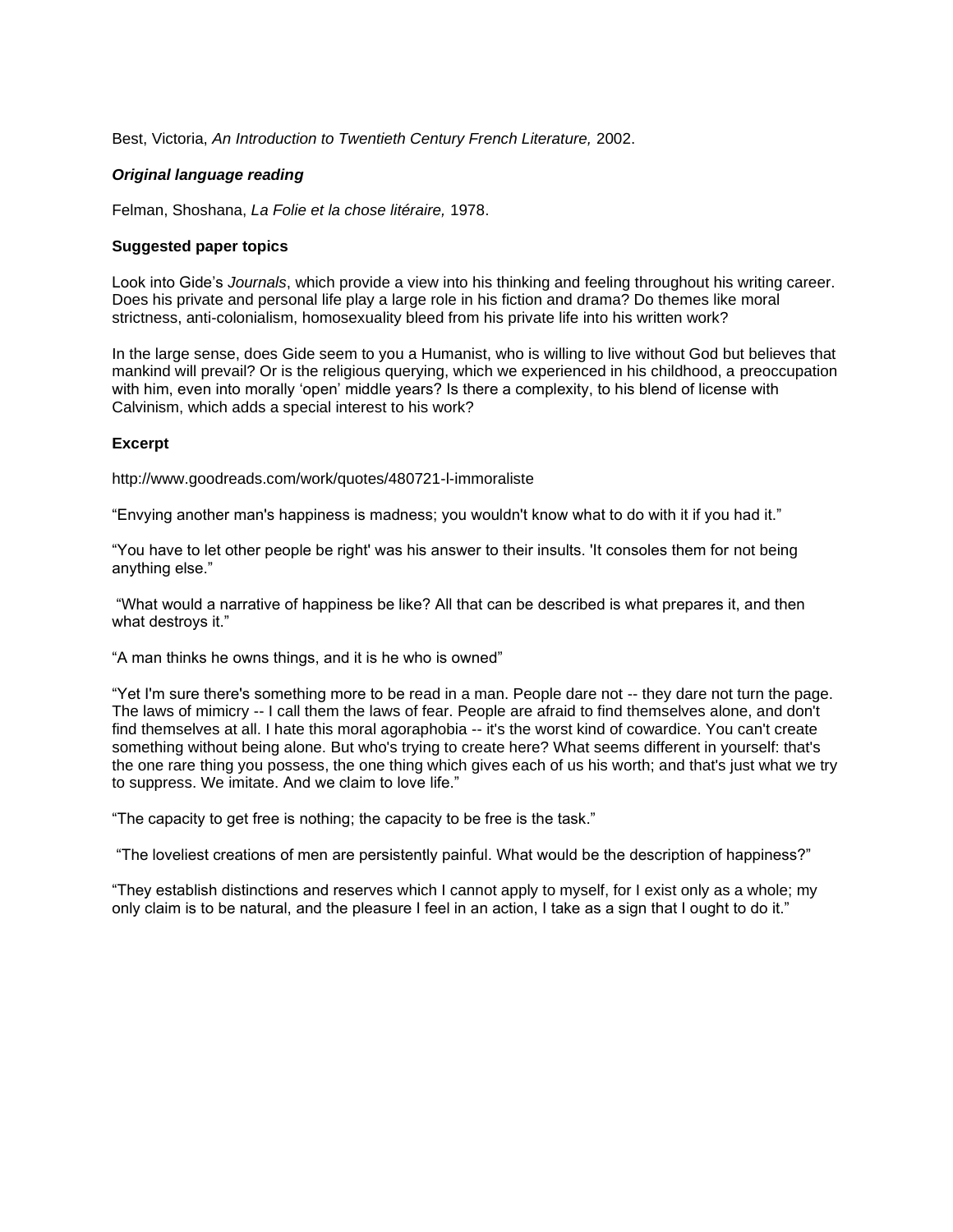Best, Victoria, *An Introduction to Twentieth Century French Literature,* 2002.

***Original language reading***

Felman, Shoshana, *La Folie et la chose litéraire,* 1978.

**Suggested paper topics**

Look into Gide's *Journals*, which provide a view into his thinking and feeling throughout his writing career. Does his private and personal life play a large role in his fiction and drama? Do themes like moral strictness, anti-colonialism, homosexuality bleed from his private life into his written work?

In the large sense, does Gide seem to you a Humanist, who is willing to live without God but believes that mankind will prevail? Or is the religious querying, which we experienced in his childhood, a preoccupation with him, even into morally 'open' middle years? Is there a complexity, to his blend of license with Calvinism, which adds a special interest to his work?

**Excerpt**

http://www.goodreads.com/work/quotes/480721-l-immoraliste

"Envying another man's happiness is madness; you wouldn't know what to do with it if you had it."

"You have to let other people be right' was his answer to their insults. 'It consoles them for not being anything else."

"What would a narrative of happiness be like? All that can be described is what prepares it, and then what destroys it."

"A man thinks he owns things, and it is he who is owned"

"Yet I'm sure there's something more to be read in a man. People dare not -- they dare not turn the page. The laws of mimicry -- I call them the laws of fear. People are afraid to find themselves alone, and don't find themselves at all. I hate this moral agoraphobia -- it's the worst kind of cowardice. You can't create something without being alone. But who's trying to create here? What seems different in yourself: that's the one rare thing you possess, the one thing which gives each of us his worth; and that's just what we try to suppress. We imitate. And we claim to love life."

"The capacity to get free is nothing; the capacity to be free is the task."

"The loveliest creations of men are persistently painful. What would be the description of happiness?"

"They establish distinctions and reserves which I cannot apply to myself, for I exist only as a whole; my only claim is to be natural, and the pleasure I feel in an action, I take as a sign that I ought to do it."